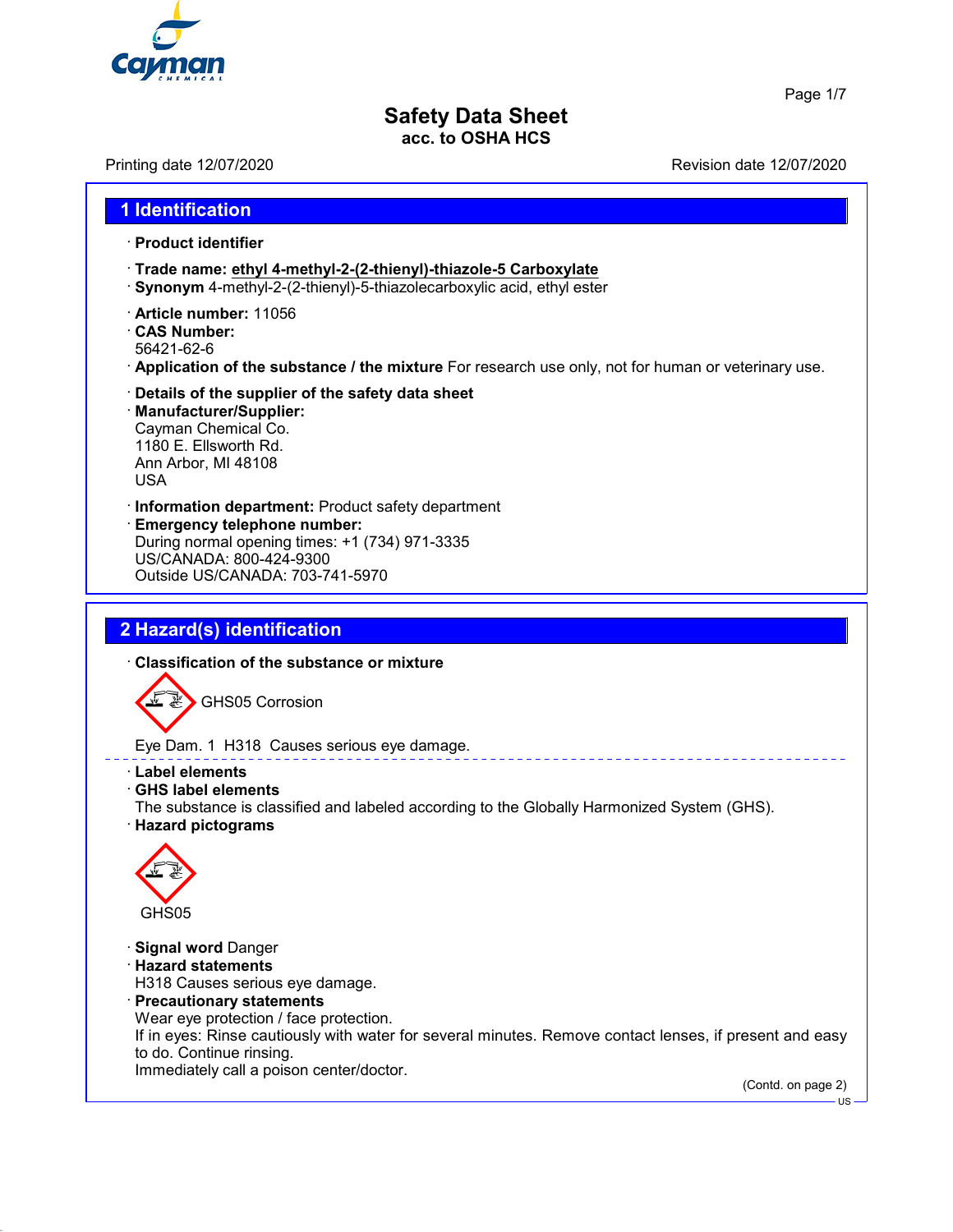# Safety Data Sheet
acc. to OSHA HCS

Printing date 12/07/2020 Revision date 12/07/2020

## 1 Identification

· **Product identifier**

· **Trade name: ethyl 4-methyl-2-(2-thienyl)-thiazole-5 Carboxylate**
· **Synonym** 4-methyl-2-(2-thienyl)-5-thiazolecarboxylic acid, ethyl ester

· **Article number:** 11056
· **CAS Number:**
56421-62-6
· **Application of the substance / the mixture** For research use only, not for human or veterinary use.

· **Details of the supplier of the safety data sheet**
· **Manufacturer/Supplier:**
Cayman Chemical Co.
1180 E. Ellsworth Rd.
Ann Arbor, MI 48108
USA

· **Information department:** Product safety department
· **Emergency telephone number:**
During normal opening times: +1 (734) 971-3335
US/CANADA: 800-424-9300
Outside US/CANADA: 703-741-5970

## 2 Hazard(s) identification

· **Classification of the substance or mixture**

GHS05 Corrosion

Eye Dam. 1 H318 Causes serious eye damage.

· **Label elements**
· **GHS label elements**
The substance is classified and labeled according to the Globally Harmonized System (GHS).
· **Hazard pictograms**

GHS05

· **Signal word** Danger
· **Hazard statements**
H318 Causes serious eye damage.
· **Precautionary statements**
Wear eye protection / face protection.
If in eyes: Rinse cautiously with water for several minutes. Remove contact lenses, if present and easy to do. Continue rinsing.
Immediately call a poison center/doctor.

(Contd. on page 2)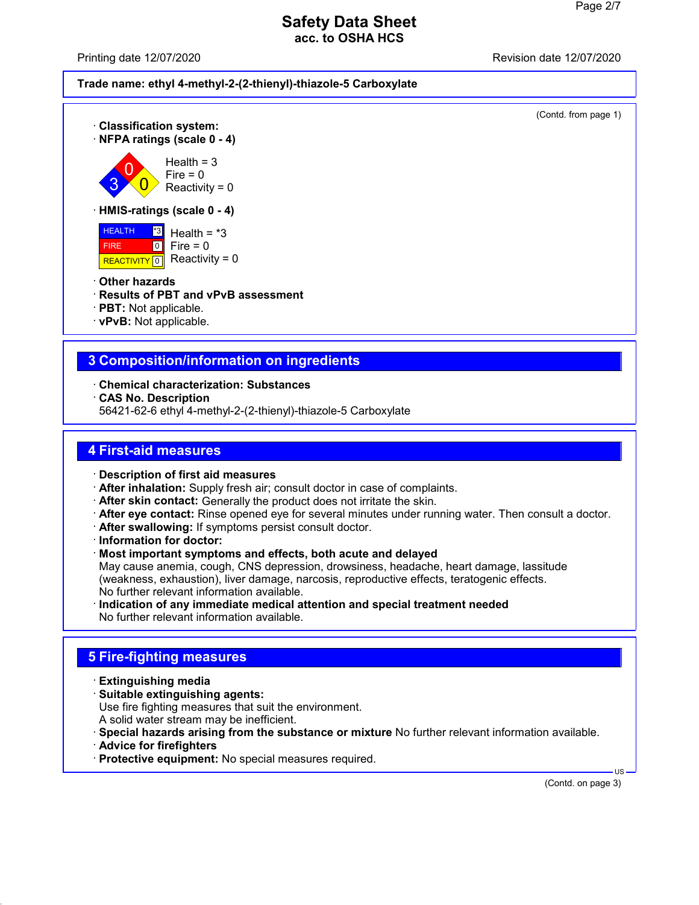Trade name: ethyl 4-methyl-2-(2-thienyl)-thiazole-5 Carboxylate

(Contd. from page 1)

· **Classification system:**
· **NFPA ratings (scale 0 - 4)**

Health = 3
Fire = 0
Reactivity = 0

· **HMIS-ratings (scale 0 - 4)**

| | | |
|---|---|---|
| HEALTH | *3 | Health = *3 |
| FIRE | 0 | Fire = 0 |
| REACTIVITY | 0 | Reactivity = 0 |

· **Other hazards**
· **Results of PBT and vPvB assessment**
· **PBT:** Not applicable.
· **vPvB:** Not applicable.

## 3 Composition/information on ingredients

· **Chemical characterization: Substances**
· **CAS No. Description**
56421-62-6 ethyl 4-methyl-2-(2-thienyl)-thiazole-5 Carboxylate

## 4 First-aid measures

· **Description of first aid measures**
· **After inhalation:** Supply fresh air; consult doctor in case of complaints.
· **After skin contact:** Generally the product does not irritate the skin.
· **After eye contact:** Rinse opened eye for several minutes under running water. Then consult a doctor.
· **After swallowing:** If symptoms persist consult doctor.
· **Information for doctor:**
· **Most important symptoms and effects, both acute and delayed**
May cause anemia, cough, CNS depression, drowsiness, headache, heart damage, lassitude (weakness, exhaustion), liver damage, narcosis, reproductive effects, teratogenic effects.
No further relevant information available.
· **Indication of any immediate medical attention and special treatment needed**
No further relevant information available.

## 5 Fire-fighting measures

· **Extinguishing media**
· **Suitable extinguishing agents:**
Use fire fighting measures that suit the environment.
A solid water stream may be inefficient.
· **Special hazards arising from the substance or mixture** No further relevant information available.
· **Advice for firefighters**
· **Protective equipment:** No special measures required.

(Contd. on page 3)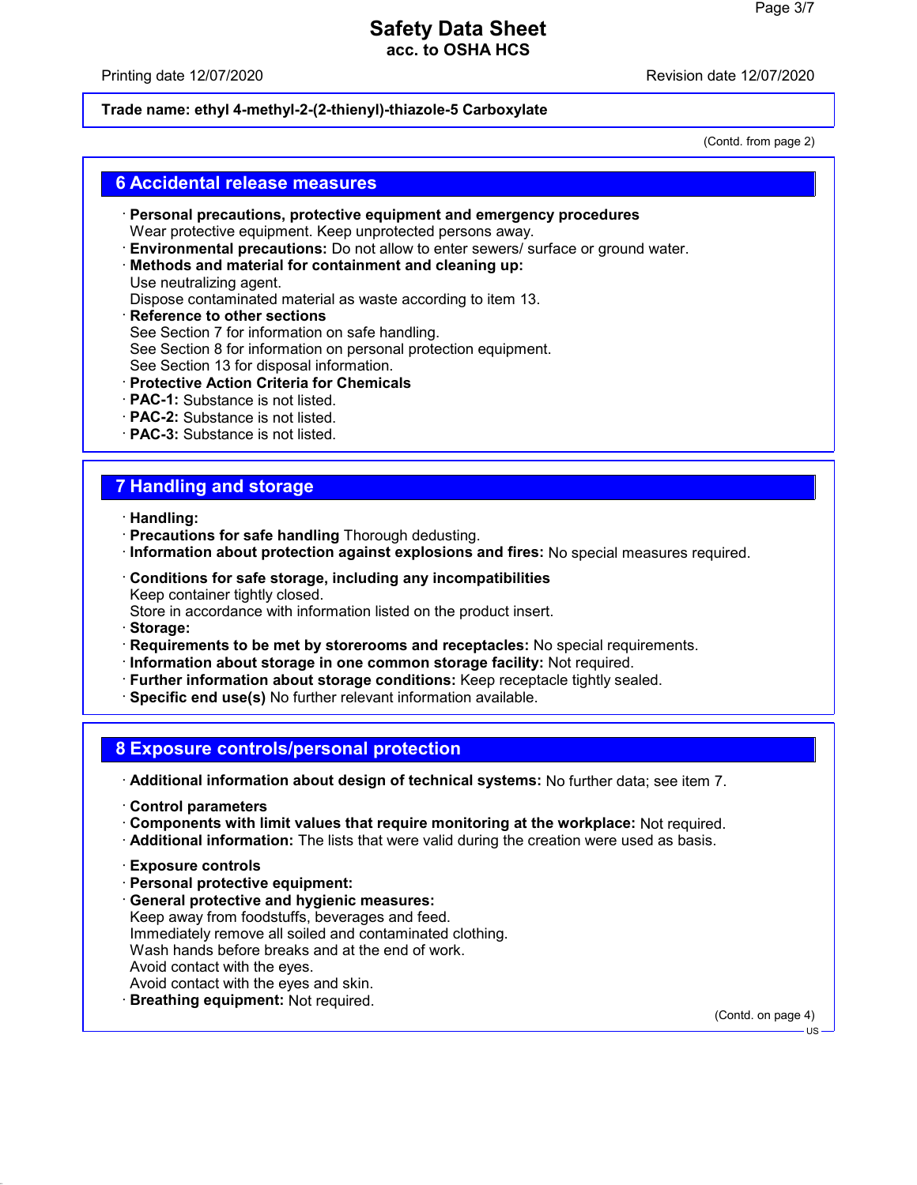**Trade name: ethyl 4-methyl-2-(2-thienyl)-thiazole-5 Carboxylate**

(Contd. from page 2)

## 6 Accidental release measures

· **Personal precautions, protective equipment and emergency procedures**
Wear protective equipment. Keep unprotected persons away.
· **Environmental precautions:** Do not allow to enter sewers/ surface or ground water.
· **Methods and material for containment and cleaning up:**
Use neutralizing agent.
Dispose contaminated material as waste according to item 13.
· **Reference to other sections**
See Section 7 for information on safe handling.
See Section 8 for information on personal protection equipment.
See Section 13 for disposal information.
· **Protective Action Criteria for Chemicals**
· **PAC-1:** Substance is not listed.
· **PAC-2:** Substance is not listed.
· **PAC-3:** Substance is not listed.

## 7 Handling and storage

· **Handling:**
· **Precautions for safe handling** Thorough dedusting.
· **Information about protection against explosions and fires:** No special measures required.

· **Conditions for safe storage, including any incompatibilities**
Keep container tightly closed.
Store in accordance with information listed on the product insert.
· **Storage:**
· **Requirements to be met by storerooms and receptacles:** No special requirements.
· **Information about storage in one common storage facility:** Not required.
· **Further information about storage conditions:** Keep receptacle tightly sealed.
· **Specific end use(s)** No further relevant information available.

## 8 Exposure controls/personal protection

· **Additional information about design of technical systems:** No further data; see item 7.

· **Control parameters**
· **Components with limit values that require monitoring at the workplace:** Not required.
· **Additional information:** The lists that were valid during the creation were used as basis.

· **Exposure controls**
· **Personal protective equipment:**
· **General protective and hygienic measures:**
Keep away from foodstuffs, beverages and feed.
Immediately remove all soiled and contaminated clothing.
Wash hands before breaks and at the end of work.
Avoid contact with the eyes.
Avoid contact with the eyes and skin.
· **Breathing equipment:** Not required.

(Contd. on page 4)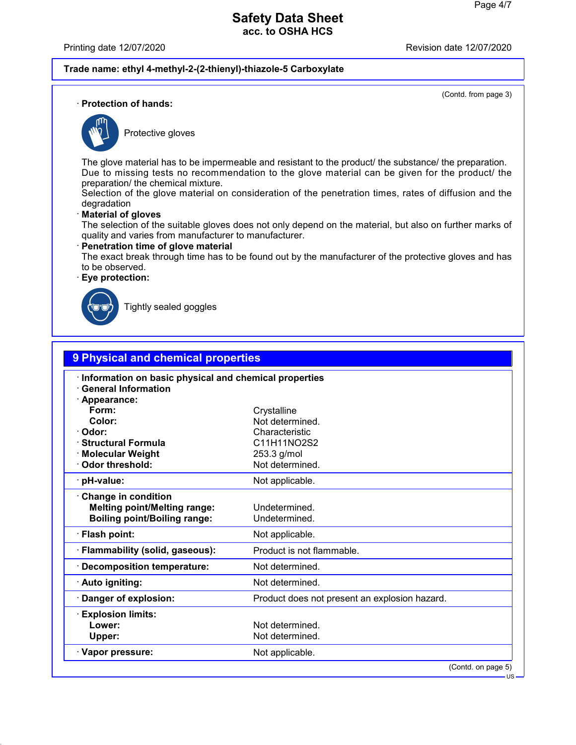**Trade name: ethyl 4-methyl-2-(2-thienyl)-thiazole-5 Carboxylate**

(Contd. from page 3)

· **Protection of hands:**

Protective gloves

The glove material has to be impermeable and resistant to the product/ the substance/ the preparation.
Due to missing tests no recommendation to the glove material can be given for the product/ the preparation/ the chemical mixture.
Selection of the glove material on consideration of the penetration times, rates of diffusion and the degradation

· **Material of gloves**
The selection of the suitable gloves does not only depend on the material, but also on further marks of quality and varies from manufacturer to manufacturer.

· **Penetration time of glove material**
The exact break through time has to be found out by the manufacturer of the protective gloves and has to be observed.

· **Eye protection:**

Tightly sealed goggles

## 9 Physical and chemical properties

· **Information on basic physical and chemical properties**
· **General Information**
· **Appearance:**

| | |
|---|---|
| **Form:** | Crystalline |
| **Color:** | Not determined. |
| · **Odor:** | Characteristic |
| · **Structural Formula** | C11H11NO2S2 |
| · **Molecular Weight** | 253.3 g/mol |
| · **Odor threshold:** | Not determined. |
| · **pH-value:** | Not applicable. |
| · **Change in condition** | |
| **Melting point/Melting range:** | Undetermined. |
| **Boiling point/Boiling range:** | Undetermined. |
| · **Flash point:** | Not applicable. |
| · **Flammability (solid, gaseous):** | Product is not flammable. |
| · **Decomposition temperature:** | Not determined. |
| · **Auto igniting:** | Not determined. |
| · **Danger of explosion:** | Product does not present an explosion hazard. |
| · **Explosion limits:** | |
| **Lower:** | Not determined. |
| **Upper:** | Not determined. |
| · **Vapor pressure:** | Not applicable. |

(Contd. on page 5)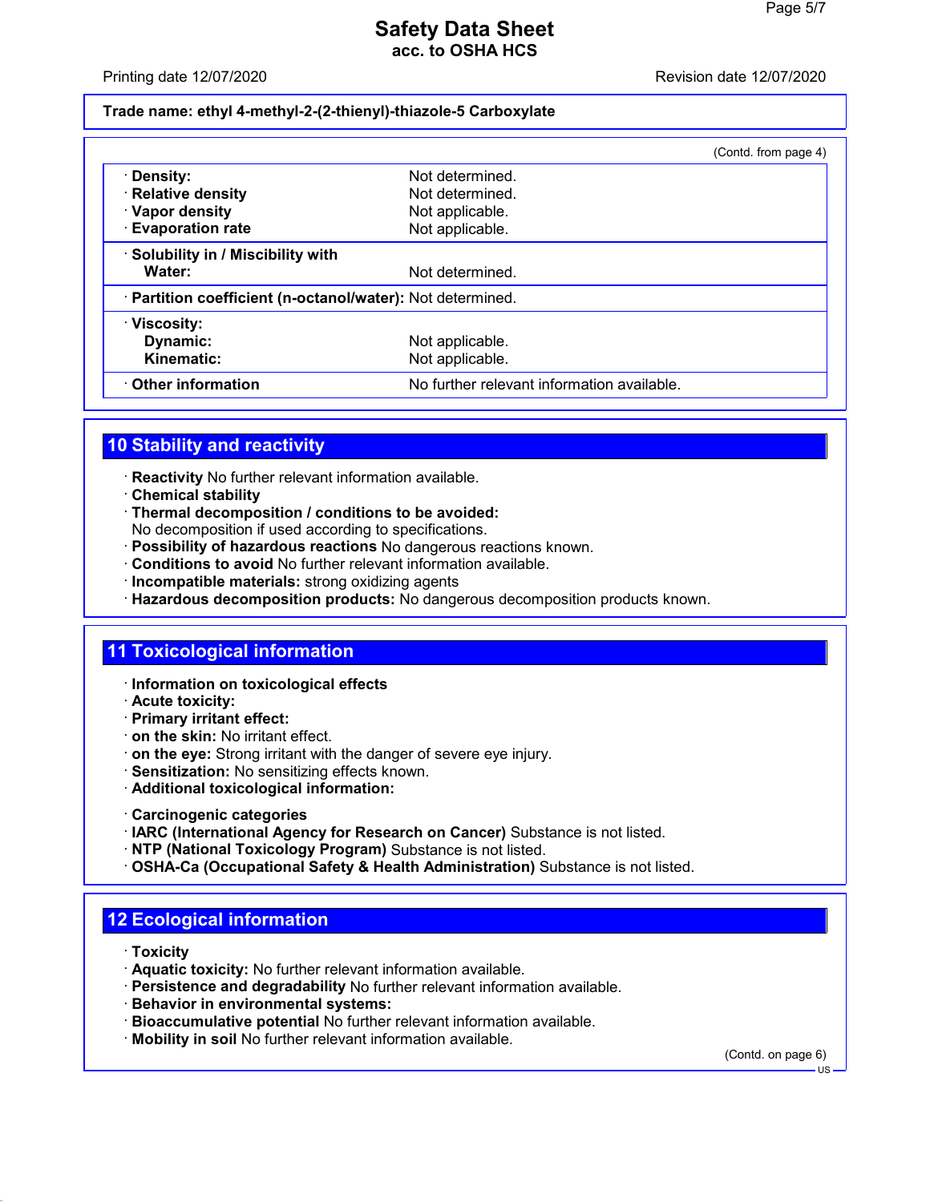**Trade name: ethyl 4-methyl-2-(2-thienyl)-thiazole-5 Carboxylate**

(Contd. from page 4)

| | |
|---|---|
| · **Density:** | Not determined. |
| · **Relative density** | Not determined. |
| · **Vapor density** | Not applicable. |
| · **Evaporation rate** | Not applicable. |
| · **Solubility in / Miscibility with** | |
| **Water:** | Not determined. |
| · **Partition coefficient (n-octanol/water):** | Not determined. |
| · **Viscosity:** | |
| **Dynamic:** | Not applicable. |
| **Kinematic:** | Not applicable. |
| · **Other information** | No further relevant information available. |

## 10 Stability and reactivity

· **Reactivity** No further relevant information available.
· **Chemical stability**
· **Thermal decomposition / conditions to be avoided:**
No decomposition if used according to specifications.
· **Possibility of hazardous reactions** No dangerous reactions known.
· **Conditions to avoid** No further relevant information available.
· **Incompatible materials:** strong oxidizing agents
· **Hazardous decomposition products:** No dangerous decomposition products known.

## 11 Toxicological information

· **Information on toxicological effects**
· **Acute toxicity:**
· **Primary irritant effect:**
· **on the skin:** No irritant effect.
· **on the eye:** Strong irritant with the danger of severe eye injury.
· **Sensitization:** No sensitizing effects known.
· **Additional toxicological information:**

· **Carcinogenic categories**
· **IARC (International Agency for Research on Cancer)** Substance is not listed.
· **NTP (National Toxicology Program)** Substance is not listed.
· **OSHA-Ca (Occupational Safety & Health Administration)** Substance is not listed.

## 12 Ecological information

· **Toxicity**
· **Aquatic toxicity:** No further relevant information available.
· **Persistence and degradability** No further relevant information available.
· **Behavior in environmental systems:**
· **Bioaccumulative potential** No further relevant information available.
· **Mobility in soil** No further relevant information available.

(Contd. on page 6)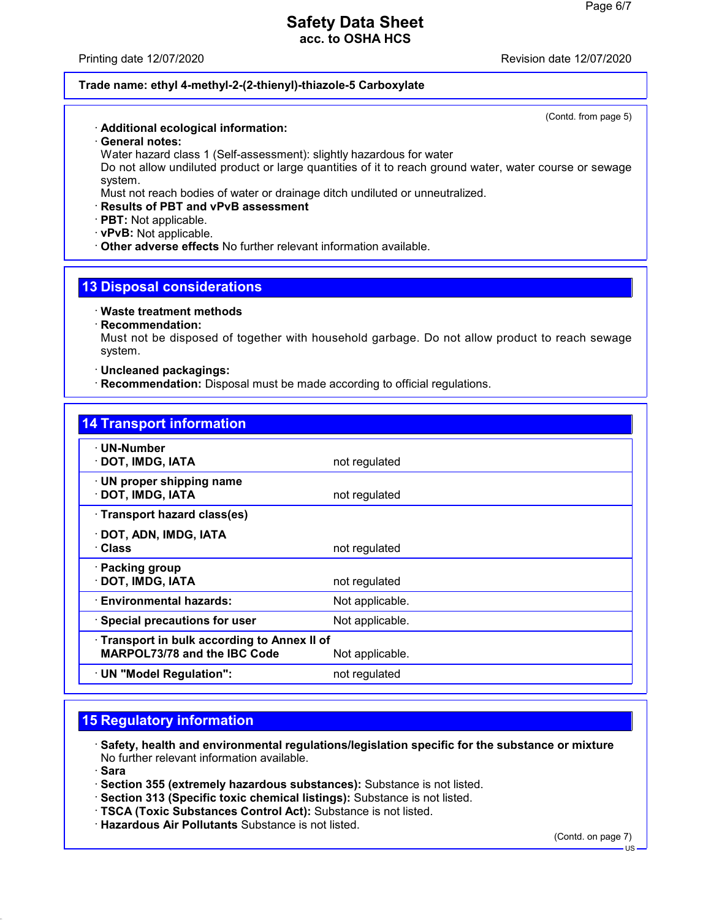Trade name: ethyl 4-methyl-2-(2-thienyl)-thiazole-5 Carboxylate

(Contd. from page 5)

· **Additional ecological information:**
· **General notes:**
Water hazard class 1 (Self-assessment): slightly hazardous for water
Do not allow undiluted product or large quantities of it to reach ground water, water course or sewage system.
Must not reach bodies of water or drainage ditch undiluted or unneutralized.
· **Results of PBT and vPvB assessment**
· **PBT:** Not applicable.
· **vPvB:** Not applicable.
· **Other adverse effects** No further relevant information available.

## 13 Disposal considerations

· **Waste treatment methods**
· **Recommendation:**
Must not be disposed of together with household garbage. Do not allow product to reach sewage system.

· **Uncleaned packagings:**
· **Recommendation:** Disposal must be made according to official regulations.

## 14 Transport information

| | |
|---|---|
| · **UN-Number**<br>· **DOT, IMDG, IATA** | not regulated |
| · **UN proper shipping name**<br>· **DOT, IMDG, IATA** | not regulated |
| · **Transport hazard class(es)**<br>· **DOT, ADN, IMDG, IATA**<br>· **Class** | not regulated |
| · **Packing group**<br>· **DOT, IMDG, IATA** | not regulated |
| · **Environmental hazards:** | Not applicable. |
| · **Special precautions for user** | Not applicable. |
| · **Transport in bulk according to Annex II of MARPOL73/78 and the IBC Code** | Not applicable. |
| · **UN "Model Regulation":** | not regulated |

## 15 Regulatory information

· **Safety, health and environmental regulations/legislation specific for the substance or mixture**
No further relevant information available.
· **Sara**
· **Section 355 (extremely hazardous substances):** Substance is not listed.
· **Section 313 (Specific toxic chemical listings):** Substance is not listed.
· **TSCA (Toxic Substances Control Act):** Substance is not listed.
· **Hazardous Air Pollutants** Substance is not listed.

(Contd. on page 7)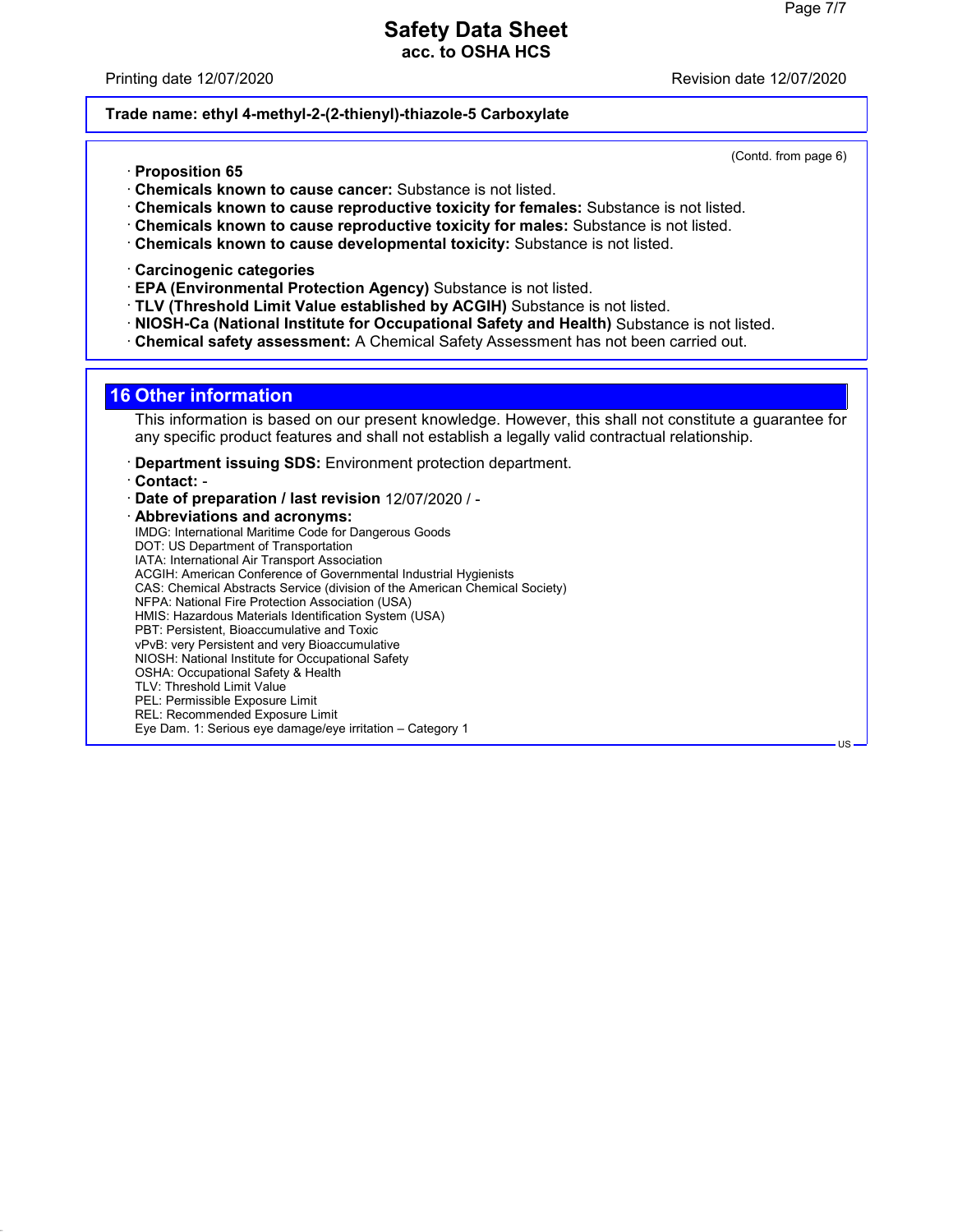**Safety Data Sheet**
**acc. to OSHA HCS**

Printing date 12/07/2020 Revision date 12/07/2020

**Trade name: ethyl 4-methyl-2-(2-thienyl)-thiazole-5 Carboxylate**

(Contd. from page 6)

· **Proposition 65**
· **Chemicals known to cause cancer:** Substance is not listed.
· **Chemicals known to cause reproductive toxicity for females:** Substance is not listed.
· **Chemicals known to cause reproductive toxicity for males:** Substance is not listed.
· **Chemicals known to cause developmental toxicity:** Substance is not listed.

· **Carcinogenic categories**
· **EPA (Environmental Protection Agency)** Substance is not listed.
· **TLV (Threshold Limit Value established by ACGIH)** Substance is not listed.
· **NIOSH-Ca (National Institute for Occupational Safety and Health)** Substance is not listed.
· **Chemical safety assessment:** A Chemical Safety Assessment has not been carried out.

## 16 Other information

This information is based on our present knowledge. However, this shall not constitute a guarantee for any specific product features and shall not establish a legally valid contractual relationship.

· **Department issuing SDS:** Environment protection department.
· **Contact:** -
· **Date of preparation / last revision** 12/07/2020 / -
· **Abbreviations and acronyms:**
IMDG: International Maritime Code for Dangerous Goods
DOT: US Department of Transportation
IATA: International Air Transport Association
ACGIH: American Conference of Governmental Industrial Hygienists
CAS: Chemical Abstracts Service (division of the American Chemical Society)
NFPA: National Fire Protection Association (USA)
HMIS: Hazardous Materials Identification System (USA)
PBT: Persistent, Bioaccumulative and Toxic
vPvB: very Persistent and very Bioaccumulative
NIOSH: National Institute for Occupational Safety
OSHA: Occupational Safety & Health
TLV: Threshold Limit Value
PEL: Permissible Exposure Limit
REL: Recommended Exposure Limit
Eye Dam. 1: Serious eye damage/eye irritation – Category 1